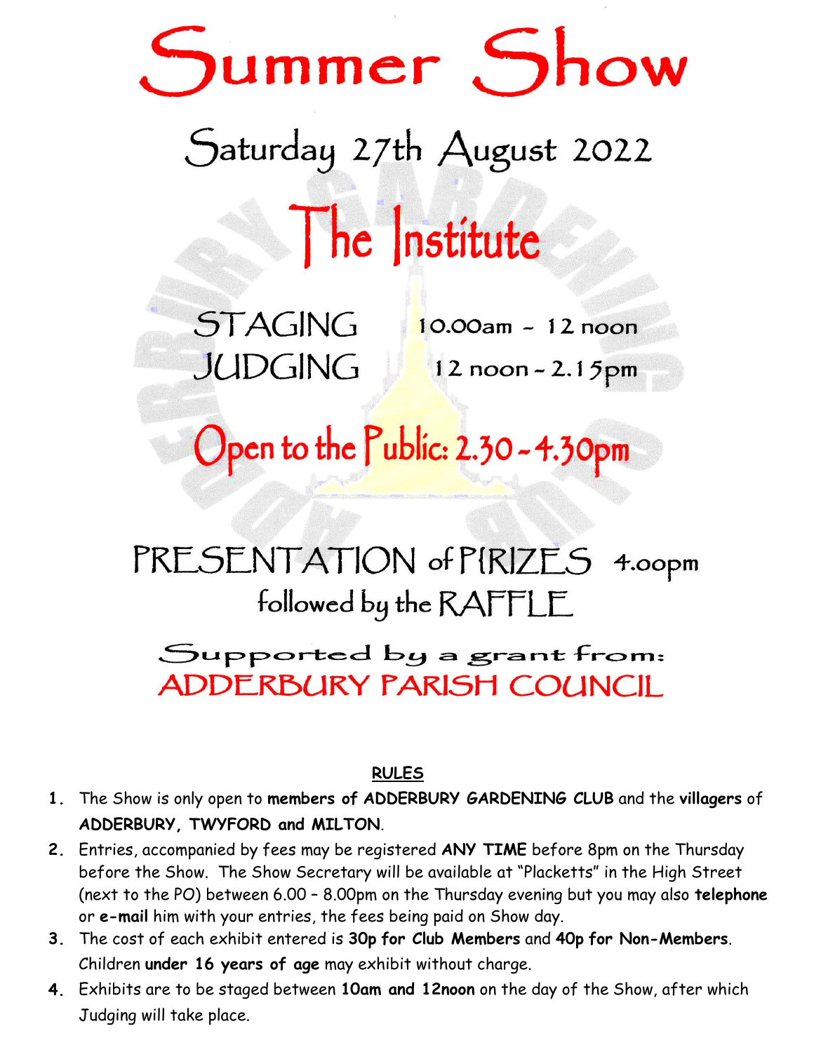# Summer Show

## Saturday 27th August 2022

# The Institute

STAGING 10.00am – 12 noon

JUDGING 12 noon – 2.15pm

## Open to the Public: 2.30 – 4.30pm

PRESENTATION of PRIZES 4.00pm
followed by the RAFFLE

Supported by a grant from:
ADDERBURY PARISH COUNCIL

## RULES

1. The Show is only open to **members of ADDERBURY GARDENING CLUB** and the **villagers** of **ADDERBURY, TWYFORD and MILTON**.
2. Entries, accompanied by fees may be registered **ANY TIME** before 8pm on the Thursday before the Show. The Show Secretary will be available at "Placketts" in the High Street (next to the PO) between 6.00 – 8.00pm on the Thursday evening but you may also **telephone** or **e-mail** him with your entries, the fees being paid on Show day.
3. The cost of each exhibit entered is **30p for Club Members** and **40p for Non-Members**. Children **under 16 years of age** may exhibit without charge.
4. Exhibits are to be staged between **10am and 12noon** on the day of the Show, after which Judging will take place.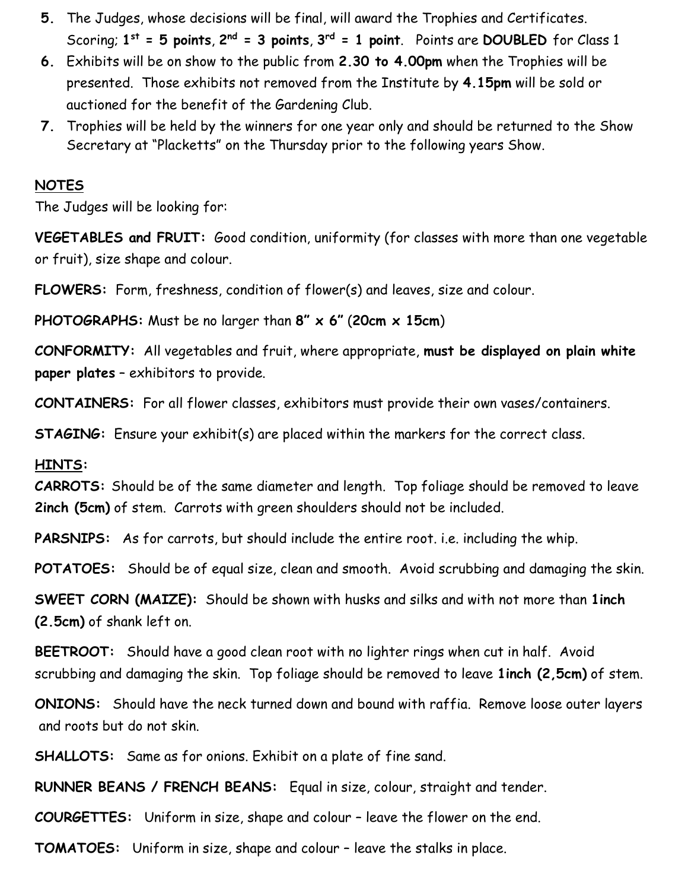5. The Judges, whose decisions will be final, will award the Trophies and Certificates. Scoring; **1st = 5 points**, **2nd = 3 points**, **3rd = 1 point**. Points are **DOUBLED** for Class 1
6. Exhibits will be on show to the public from **2.30 to 4.00pm** when the Trophies will be presented. Those exhibits not removed from the Institute by **4.15pm** will be sold or auctioned for the benefit of the Gardening Club.
7. Trophies will be held by the winners for one year only and should be returned to the Show Secretary at "Placketts" on the Thursday prior to the following years Show.

## NOTES

The Judges will be looking for:

**VEGETABLES and FRUIT:** Good condition, uniformity (for classes with more than one vegetable or fruit), size shape and colour.

**FLOWERS:** Form, freshness, condition of flower(s) and leaves, size and colour.

**PHOTOGRAPHS:** Must be no larger than **8" x 6"** (**20cm x 15cm**)

**CONFORMITY:** All vegetables and fruit, where appropriate, **must be displayed on plain white paper plates** – exhibitors to provide.

**CONTAINERS:** For all flower classes, exhibitors must provide their own vases/containers.

**STAGING:** Ensure your exhibit(s) are placed within the markers for the correct class.

## HINTS:

**CARROTS:** Should be of the same diameter and length. Top foliage should be removed to leave **2inch (5cm)** of stem. Carrots with green shoulders should not be included.

**PARSNIPS:** As for carrots, but should include the entire root. i.e. including the whip.

**POTATOES:** Should be of equal size, clean and smooth. Avoid scrubbing and damaging the skin.

**SWEET CORN (MAIZE):** Should be shown with husks and silks and with not more than **1inch (2.5cm)** of shank left on.

**BEETROOT:** Should have a good clean root with no lighter rings when cut in half. Avoid scrubbing and damaging the skin. Top foliage should be removed to leave **1inch (2,5cm)** of stem.

**ONIONS:** Should have the neck turned down and bound with raffia. Remove loose outer layers and roots but do not skin.

**SHALLOTS:** Same as for onions. Exhibit on a plate of fine sand.

**RUNNER BEANS / FRENCH BEANS:** Equal in size, colour, straight and tender.

**COURGETTES:** Uniform in size, shape and colour – leave the flower on the end.

**TOMATOES:** Uniform in size, shape and colour – leave the stalks in place.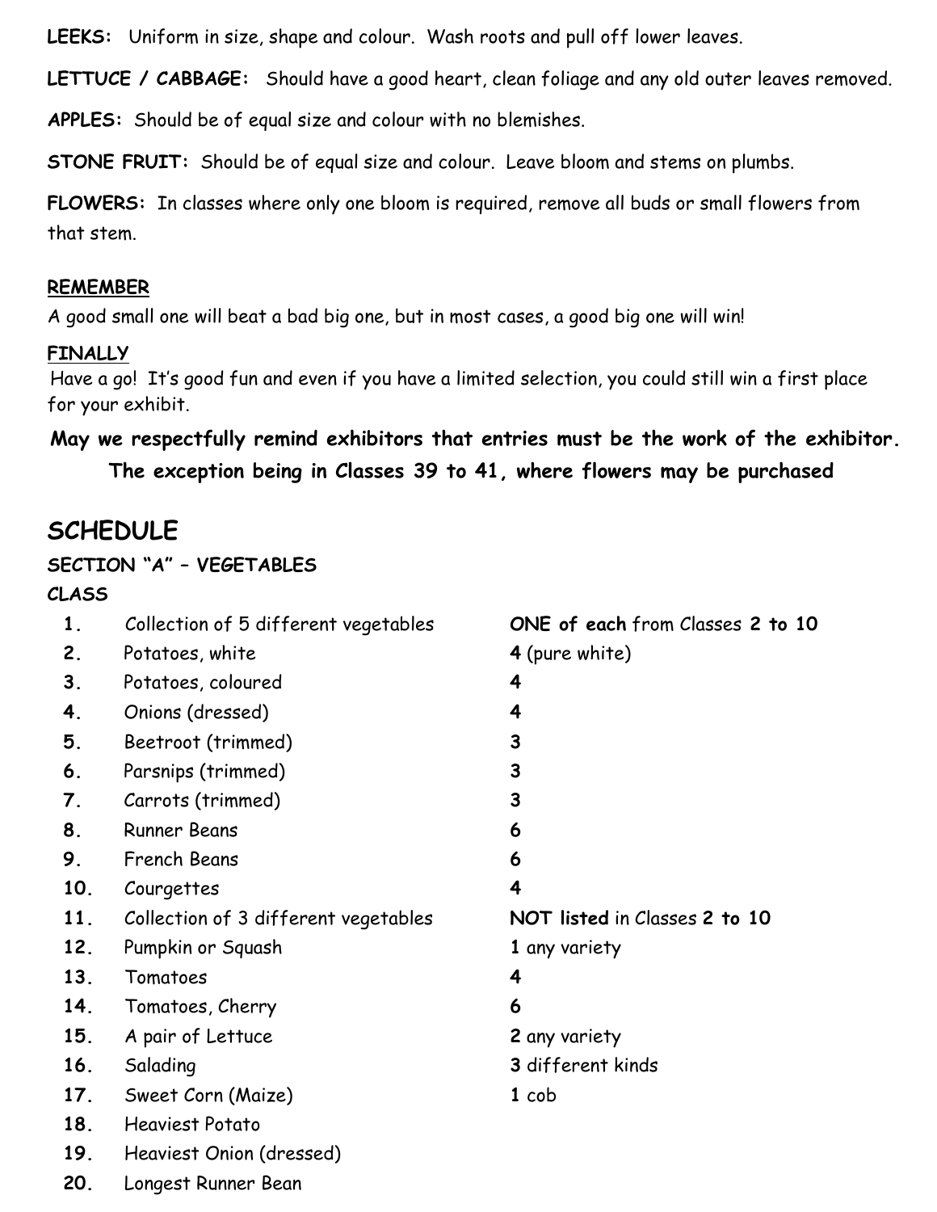**LEEKS:** Uniform in size, shape and colour. Wash roots and pull off lower leaves.

**LETTUCE / CABBAGE:** Should have a good heart, clean foliage and any old outer leaves removed.

**APPLES:** Should be of equal size and colour with no blemishes.

**STONE FRUIT:** Should be of equal size and colour. Leave bloom and stems on plumbs.

**FLOWERS:** In classes where only one bloom is required, remove all buds or small flowers from that stem.

**REMEMBER**

A good small one will beat a bad big one, but in most cases, a good big one will win!

**FINALLY**

Have a go! It's good fun and even if you have a limited selection, you could still win a first place for your exhibit.

**May we respectfully remind exhibitors that entries must be the work of the exhibitor. The exception being in Classes 39 to 41, where flowers may be purchased**

# SCHEDULE

## SECTION "A" – VEGETABLES

| CLASS | | |
|---|---|---|
| 1. | Collection of 5 different vegetables | **ONE of each** from Classes **2 to 10** |
| 2. | Potatoes, white | **4** (pure white) |
| 3. | Potatoes, coloured | **4** |
| 4. | Onions (dressed) | **4** |
| 5. | Beetroot (trimmed) | **3** |
| 6. | Parsnips (trimmed) | **3** |
| 7. | Carrots (trimmed) | **3** |
| 8. | Runner Beans | **6** |
| 9. | French Beans | **6** |
| 10. | Courgettes | **4** |
| 11. | Collection of 3 different vegetables | **NOT listed** in Classes **2 to 10** |
| 12. | Pumpkin or Squash | **1** any variety |
| 13. | Tomatoes | **4** |
| 14. | Tomatoes, Cherry | **6** |
| 15. | A pair of Lettuce | **2** any variety |
| 16. | Salading | **3** different kinds |
| 17. | Sweet Corn (Maize) | **1** cob |
| 18. | Heaviest Potato | |
| 19. | Heaviest Onion (dressed) | |
| 20. | Longest Runner Bean | |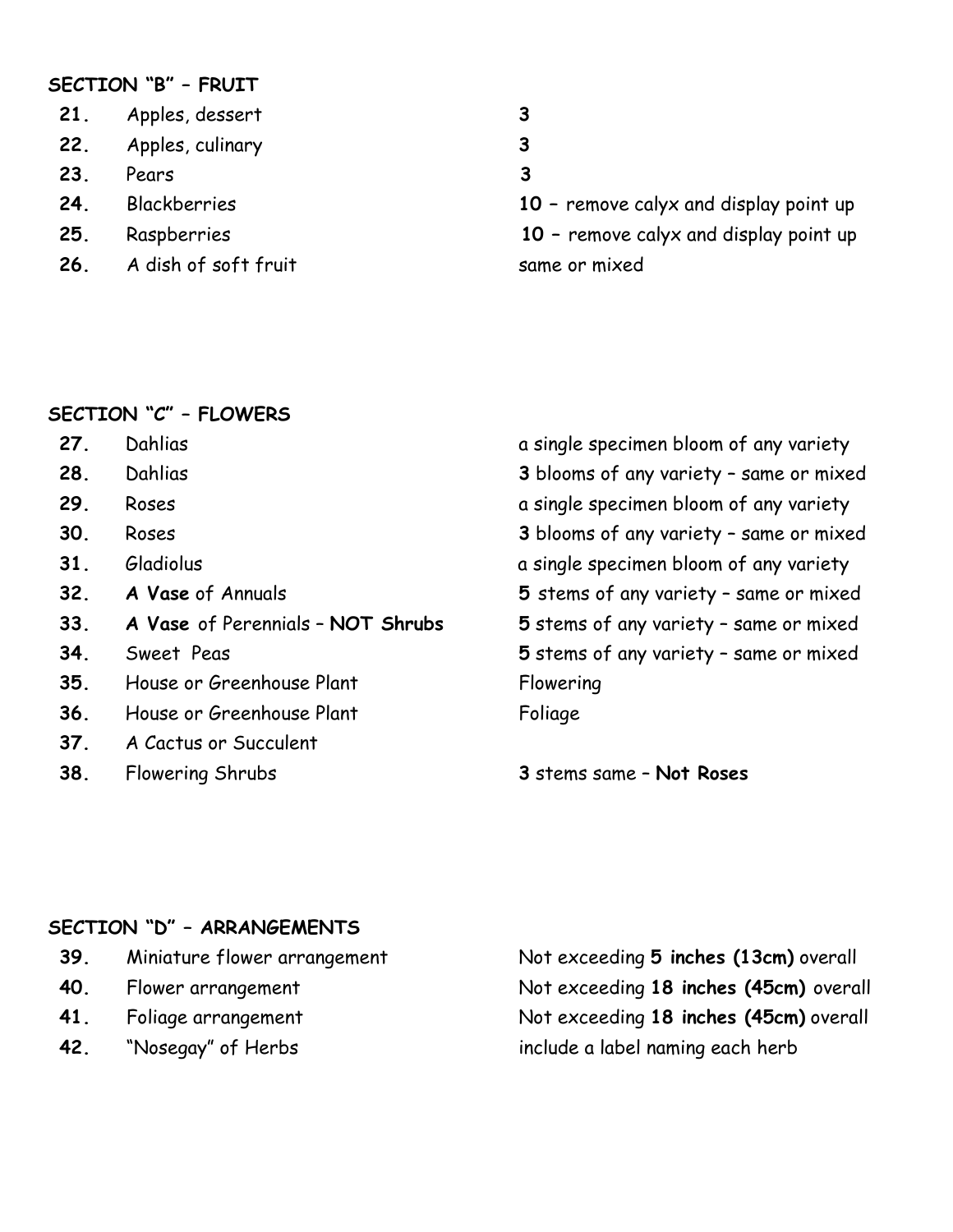## SECTION "B" – FRUIT

| | | |
|---|---|---|
| **21.** | Apples, dessert | **3** |
| **22.** | Apples, culinary | **3** |
| **23.** | Pears | **3** |
| **24.** | Blackberries | **10** – remove calyx and display point up |
| **25.** | Raspberries | **10** – remove calyx and display point up |
| **26.** | A dish of soft fruit | same or mixed |

## SECTION "C" – FLOWERS

| | | |
|---|---|---|
| **27.** | Dahlias | a single specimen bloom of any variety |
| **28.** | Dahlias | **3** blooms of any variety – same or mixed |
| **29.** | Roses | a single specimen bloom of any variety |
| **30.** | Roses | **3** blooms of any variety – same or mixed |
| **31.** | Gladiolus | a single specimen bloom of any variety |
| **32.** | **A Vase** of Annuals | **5** stems of any variety – same or mixed |
| **33.** | **A Vase** of Perennials – **NOT Shrubs** | **5** stems of any variety – same or mixed |
| **34.** | Sweet Peas | **5** stems of any variety – same or mixed |
| **35.** | House or Greenhouse Plant | Flowering |
| **36.** | House or Greenhouse Plant | Foliage |
| **37.** | A Cactus or Succulent | |
| **38.** | Flowering Shrubs | **3** stems same – **Not Roses** |

## SECTION "D" – ARRANGEMENTS

| | | |
|---|---|---|
| **39.** | Miniature flower arrangement | Not exceeding **5 inches (13cm)** overall |
| **40.** | Flower arrangement | Not exceeding **18 inches (45cm)** overall |
| **41.** | Foliage arrangement | Not exceeding **18 inches (45cm)** overall |
| **42.** | "Nosegay" of Herbs | include a label naming each herb |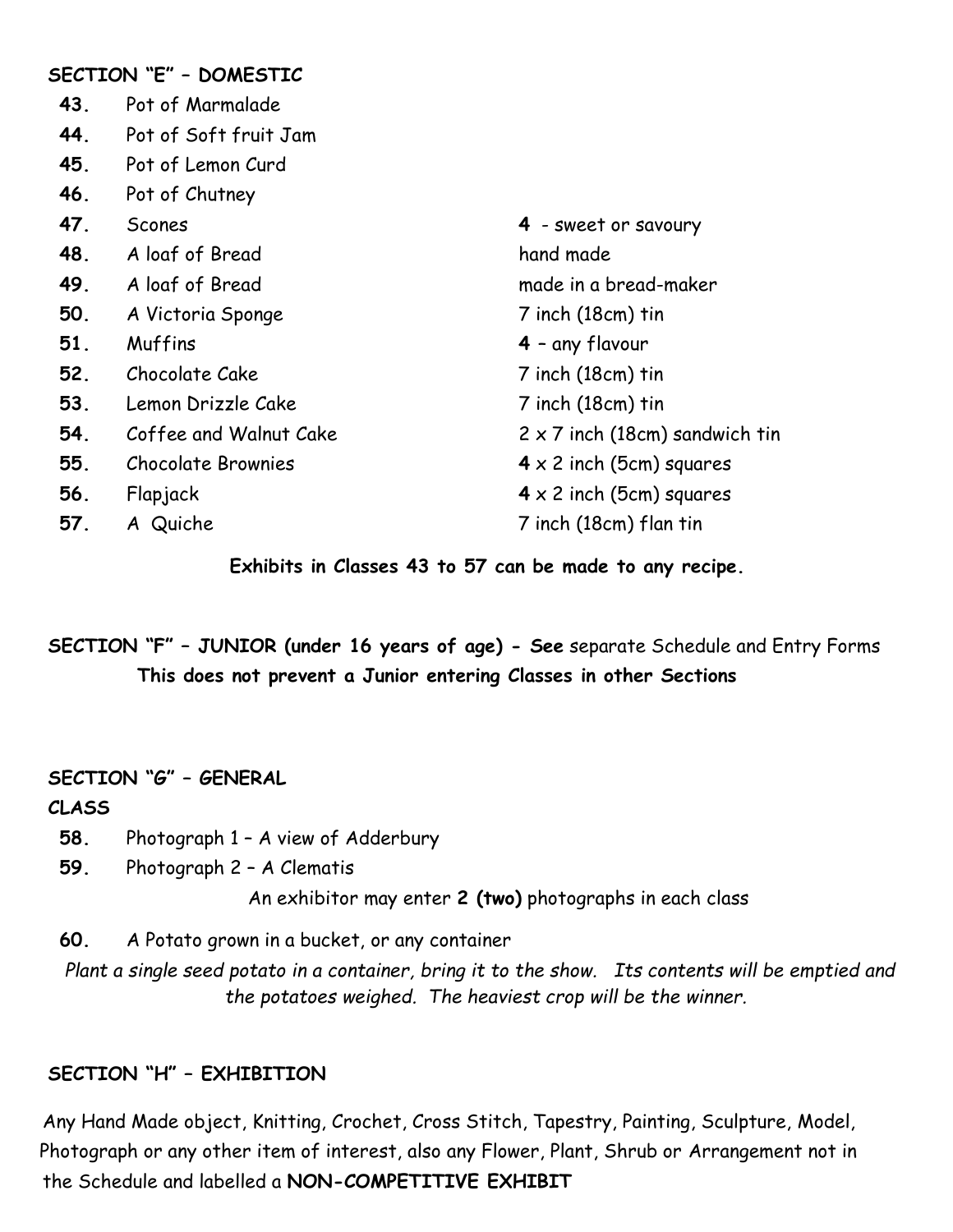## SECTION "E" – DOMESTIC

| | | |
|---|---|---|
| **43.** | Pot of Marmalade | |
| **44.** | Pot of Soft fruit Jam | |
| **45.** | Pot of Lemon Curd | |
| **46.** | Pot of Chutney | |
| **47.** | Scones | **4** - sweet or savoury |
| **48.** | A loaf of Bread | hand made |
| **49.** | A loaf of Bread | made in a bread-maker |
| **50.** | A Victoria Sponge | 7 inch (18cm) tin |
| **51.** | Muffins | **4** – any flavour |
| **52.** | Chocolate Cake | 7 inch (18cm) tin |
| **53.** | Lemon Drizzle Cake | 7 inch (18cm) tin |
| **54.** | Coffee and Walnut Cake | 2 x 7 inch (18cm) sandwich tin |
| **55.** | Chocolate Brownies | **4** x 2 inch (5cm) squares |
| **56.** | Flapjack | **4** x 2 inch (5cm) squares |
| **57.** | A Quiche | 7 inch (18cm) flan tin |

**Exhibits in Classes 43 to 57 can be made to any recipe.**

**SECTION "F" – JUNIOR (under 16 years of age) - See** separate Schedule and Entry Forms
**This does not prevent a Junior entering Classes in other Sections**

## SECTION "G" – GENERAL

**CLASS**

**58.** Photograph 1 – A view of Adderbury

**59.** Photograph 2 – A Clematis

An exhibitor may enter **2 (two)** photographs in each class

**60.** A Potato grown in a bucket, or any container

*Plant a single seed potato in a container, bring it to the show. Its contents will be emptied and the potatoes weighed. The heaviest crop will be the winner.*

## SECTION "H" – EXHIBITION

Any Hand Made object, Knitting, Crochet, Cross Stitch, Tapestry, Painting, Sculpture, Model, Photograph or any other item of interest, also any Flower, Plant, Shrub or Arrangement not in the Schedule and labelled a **NON-COMPETITIVE EXHIBIT**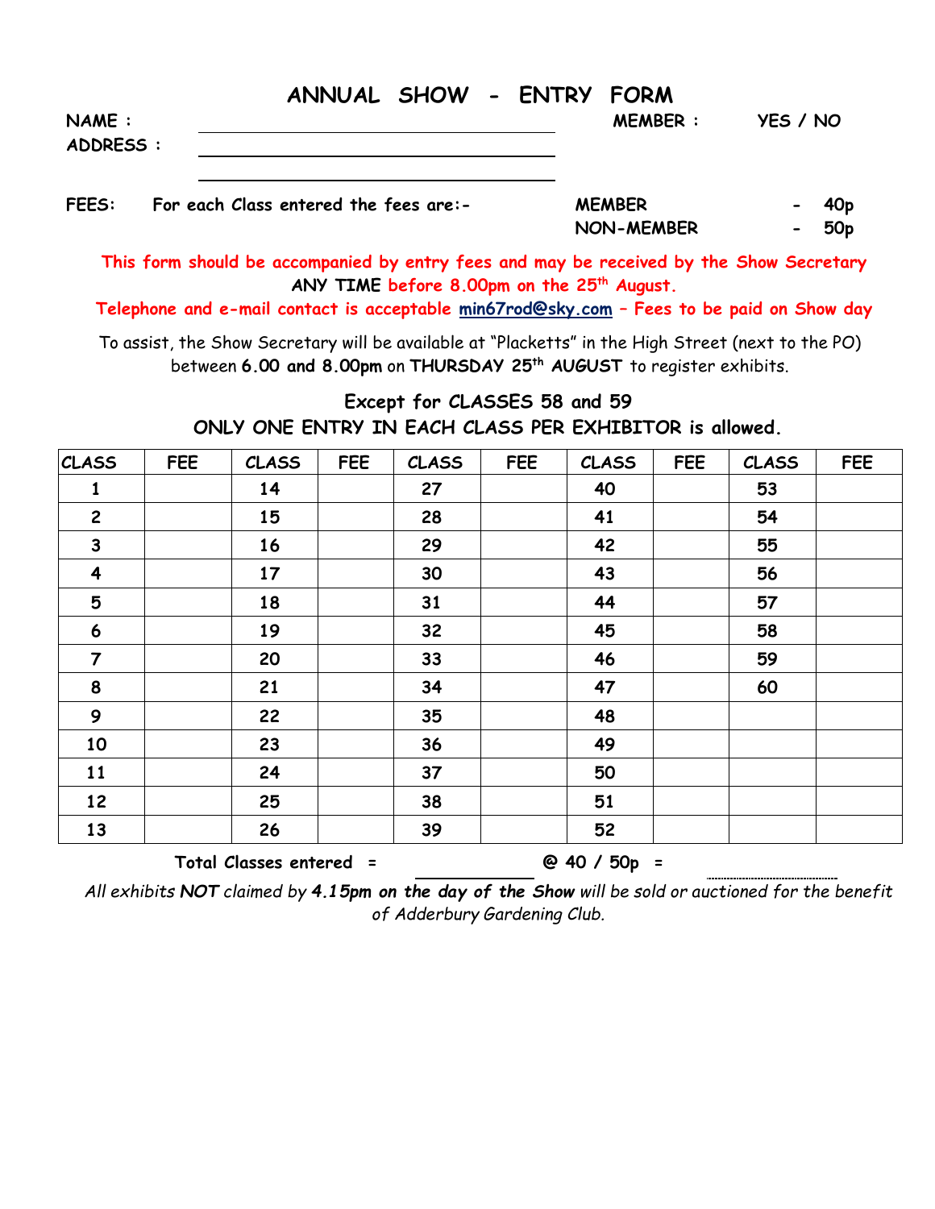# ANNUAL SHOW - ENTRY FORM

**NAME :** ________________________________ **MEMBER :** **YES / NO**

**ADDRESS :** ________________________________

________________________________

**FEES:** **For each Class entered the fees are:-**

| | | |
|---|---|---|
| **MEMBER** | - | **40p** |
| **NON-MEMBER** | - | **50p** |

**This form should be accompanied by entry fees and may be received by the Show Secretary ANY TIME before 8.00pm on the 25th August.**

**Telephone and e-mail contact is acceptable [min67rod@sky.com](mailto:min67rod@sky.com) – Fees to be paid on Show day**

To assist, the Show Secretary will be available at "Placketts" in the High Street (next to the PO) between **6.00 and 8.00pm** on **THURSDAY 25th AUGUST** to register exhibits.

**Except for CLASSES 58 and 59**
**ONLY ONE ENTRY IN EACH CLASS PER EXHIBITOR is allowed.**

| CLASS | FEE | CLASS | FEE | CLASS | FEE | CLASS | FEE | CLASS | FEE |
|---|---|---|---|---|---|---|---|---|---|
| 1 | | 14 | | 27 | | 40 | | 53 | |
| 2 | | 15 | | 28 | | 41 | | 54 | |
| 3 | | 16 | | 29 | | 42 | | 55 | |
| 4 | | 17 | | 30 | | 43 | | 56 | |
| 5 | | 18 | | 31 | | 44 | | 57 | |
| 6 | | 19 | | 32 | | 45 | | 58 | |
| 7 | | 20 | | 33 | | 46 | | 59 | |
| 8 | | 21 | | 34 | | 47 | | 60 | |
| 9 | | 22 | | 35 | | 48 | | | |
| 10 | | 23 | | 36 | | 49 | | | |
| 11 | | 24 | | 37 | | 50 | | | |
| 12 | | 25 | | 38 | | 51 | | | |
| 13 | | 26 | | 39 | | 52 | | | |

**Total Classes entered =** ____________ **@ 40 / 50p =** ............................

*All exhibits **NOT** claimed by **4.15pm on the day of the Show** will be sold or auctioned for the benefit of Adderbury Gardening Club.*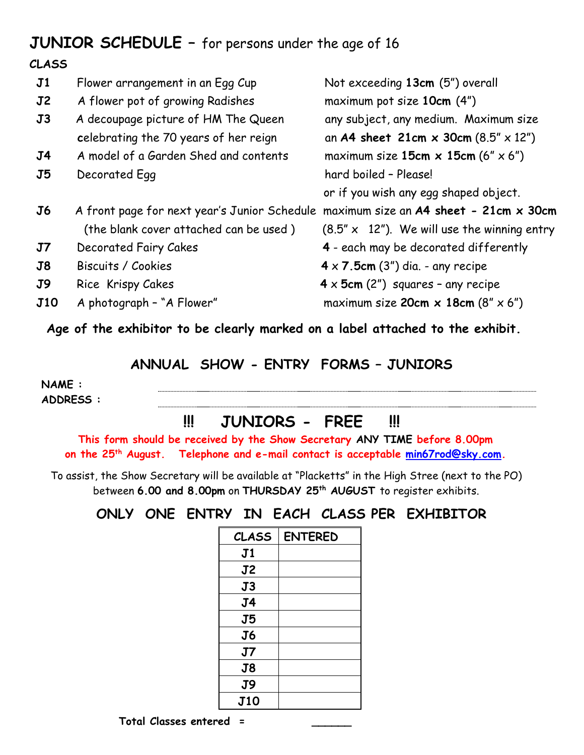## JUNIOR SCHEDULE – for persons under the age of 16

| CLASS | | |
|---|---|---|
| J1 | Flower arrangement in an Egg Cup | Not exceeding **13cm** (5") overall |
| J2 | A flower pot of growing Radishes | maximum pot size **10cm** (4") |
| J3 | A decoupage picture of HM The Queen celebrating the 70 years of her reign | any subject, any medium. Maximum size an **A4 sheet 21cm x 30cm** (8.5" x 12") |
| J4 | A model of a Garden Shed and contents | maximum size **15cm x 15cm** (6" x 6") |
| J5 | Decorated Egg | hard boiled – Please! or if you wish any egg shaped object. |
| J6 | A front page for next year's Junior Schedule (the blank cover attached can be used ) | maximum size an **A4 sheet - 21cm x 30cm** (8.5" x 12"). We will use the winning entry |
| J7 | Decorated Fairy Cakes | **4** - each may be decorated differently |
| J8 | Biscuits / Cookies | **4** x **7.5cm** (3") dia. - any recipe |
| J9 | Rice Krispy Cakes | **4** x **5cm** (2") squares – any recipe |
| J10 | A photograph – "A Flower" | maximum size **20cm x 18cm** (8" x 6") |

**Age of the exhibitor to be clearly marked on a label attached to the exhibit.**

### ANNUAL SHOW - ENTRY FORMS – JUNIORS

**NAME :** ..............................................................

**ADDRESS :** ..............................................................

### !!! JUNIORS - FREE !!!

**This form should be received by the Show Secretary ANY TIME before 8.00pm on the 25th August. Telephone and e-mail contact is acceptable min67rod@sky.com.**

To assist, the Show Secretary will be available at "Placketts" in the High Stree (next to the PO) between **6.00 and 8.00pm** on **THURSDAY 25th AUGUST** to register exhibits.

### ONLY ONE ENTRY IN EACH CLASS PER EXHIBITOR

| CLASS | ENTERED |
|---|---|
| J1 | |
| J2 | |
| J3 | |
| J4 | |
| J5 | |
| J6 | |
| J7 | |
| J8 | |
| J9 | |
| J10 | |

**Total Classes entered =** ______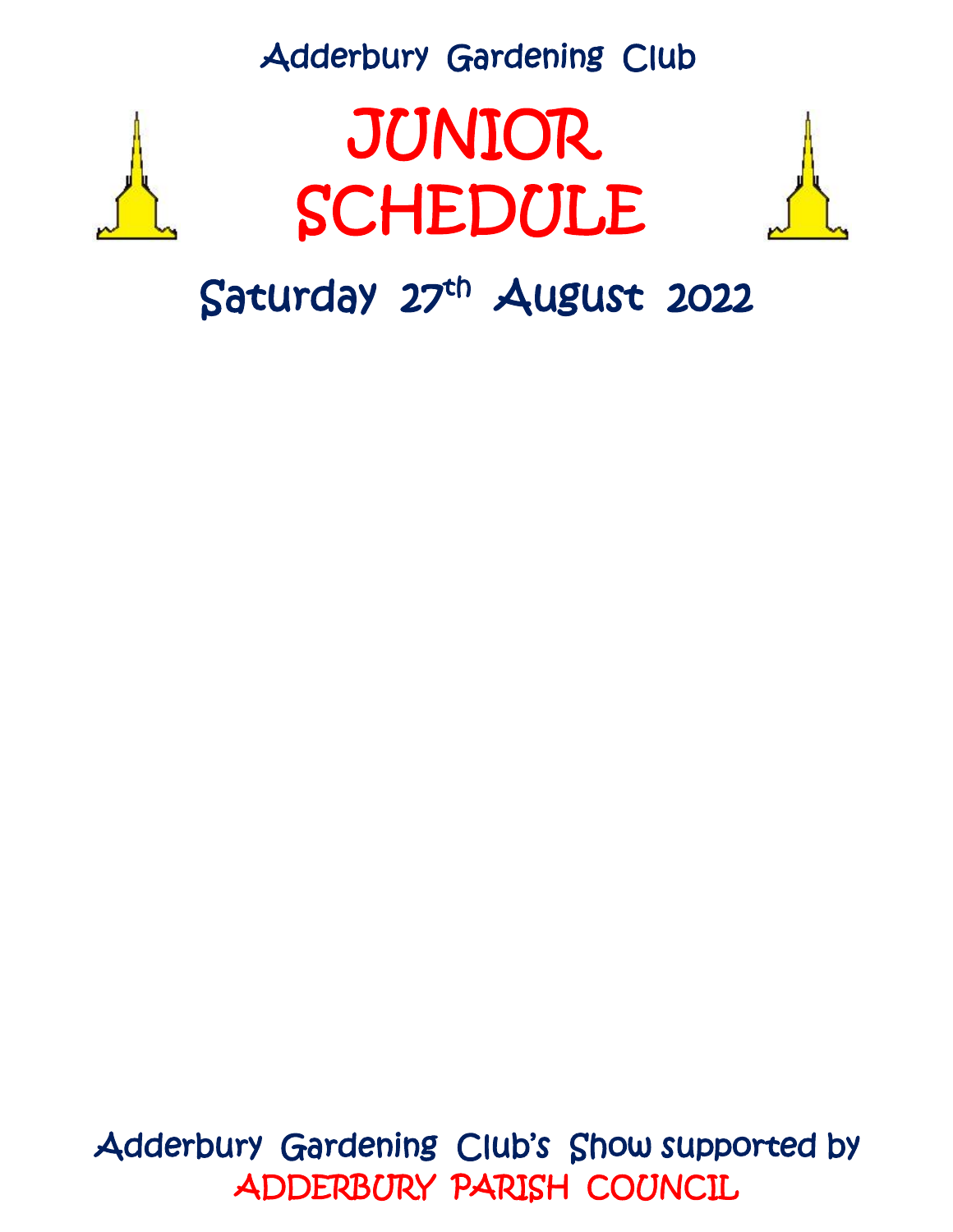Adderbury Gardening Club

# JUNIOR SCHEDULE

## Saturday 27th August 2022

Adderbury Gardening Club's Show supported by
ADDERBURY PARISH COUNCIL